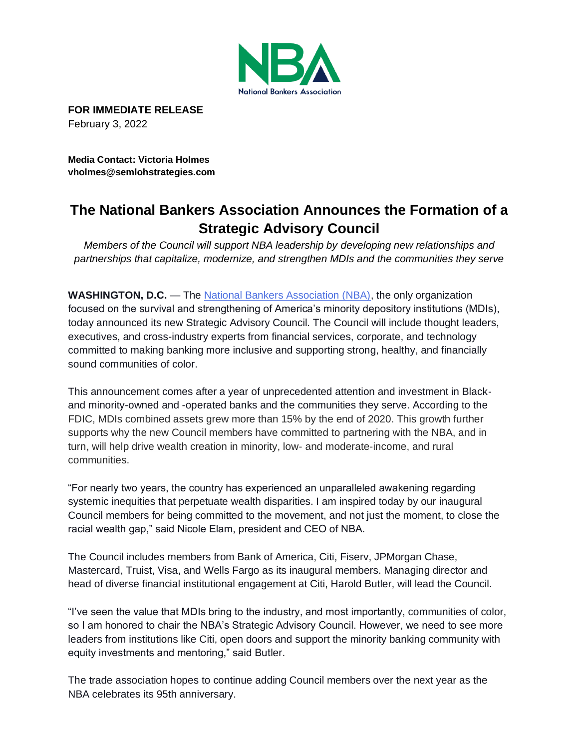**FOR IMMEDIATE RELEASE**
February 3, 2022

**Media Contact: Victoria Holmes**
**vholmes@semlohstrategies.com**

# The National Bankers Association Announces the Formation of a Strategic Advisory Council

*Members of the Council will support NBA leadership by developing new relationships and partnerships that capitalize, modernize, and strengthen MDIs and the communities they serve*

**WASHINGTON, D.C.** — The National Bankers Association (NBA), the only organization focused on the survival and strengthening of America's minority depository institutions (MDIs), today announced its new Strategic Advisory Council. The Council will include thought leaders, executives, and cross-industry experts from financial services, corporate, and technology committed to making banking more inclusive and supporting strong, healthy, and financially sound communities of color.

This announcement comes after a year of unprecedented attention and investment in Black- and minority-owned and -operated banks and the communities they serve. According to the FDIC, MDIs combined assets grew more than 15% by the end of 2020. This growth further supports why the new Council members have committed to partnering with the NBA, and in turn, will help drive wealth creation in minority, low- and moderate-income, and rural communities.

"For nearly two years, the country has experienced an unparalleled awakening regarding systemic inequities that perpetuate wealth disparities. I am inspired today by our inaugural Council members for being committed to the movement, and not just the moment, to close the racial wealth gap," said Nicole Elam, president and CEO of NBA.

The Council includes members from Bank of America, Citi, Fiserv, JPMorgan Chase, Mastercard, Truist, Visa, and Wells Fargo as its inaugural members. Managing director and head of diverse financial institutional engagement at Citi, Harold Butler, will lead the Council.

"I've seen the value that MDIs bring to the industry, and most importantly, communities of color, so I am honored to chair the NBA's Strategic Advisory Council. However, we need to see more leaders from institutions like Citi, open doors and support the minority banking community with equity investments and mentoring," said Butler.

The trade association hopes to continue adding Council members over the next year as the NBA celebrates its 95th anniversary.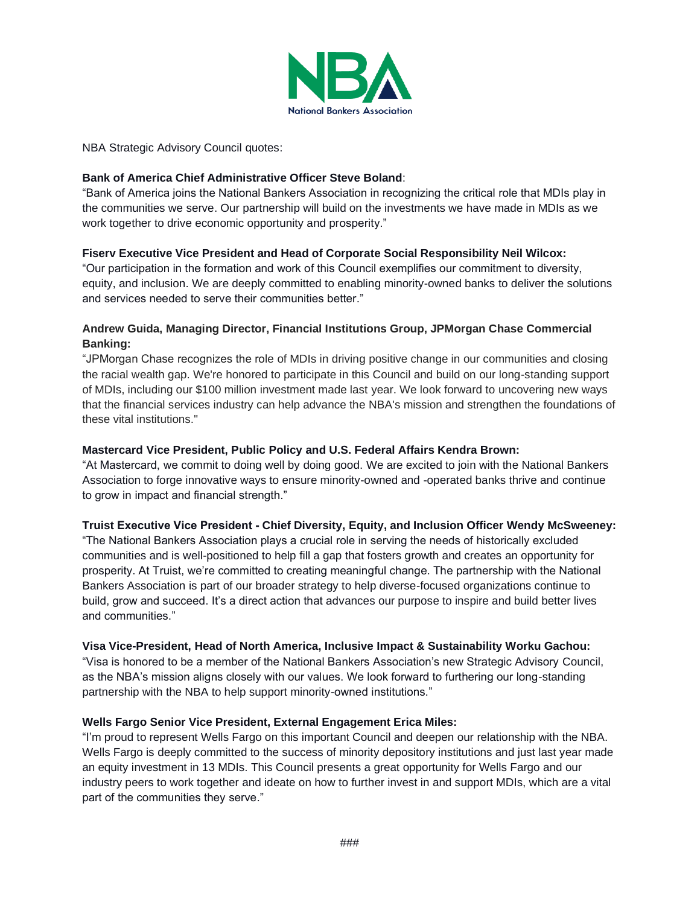NBA Strategic Advisory Council quotes:

**Bank of America Chief Administrative Officer Steve Boland**:
"Bank of America joins the National Bankers Association in recognizing the critical role that MDIs play in the communities we serve. Our partnership will build on the investments we have made in MDIs as we work together to drive economic opportunity and prosperity."

**Fiserv Executive Vice President and Head of Corporate Social Responsibility Neil Wilcox:**
"Our participation in the formation and work of this Council exemplifies our commitment to diversity, equity, and inclusion. We are deeply committed to enabling minority-owned banks to deliver the solutions and services needed to serve their communities better."

**Andrew Guida, Managing Director, Financial Institutions Group, JPMorgan Chase Commercial Banking:**
"JPMorgan Chase recognizes the role of MDIs in driving positive change in our communities and closing the racial wealth gap. We're honored to participate in this Council and build on our long-standing support of MDIs, including our $100 million investment made last year. We look forward to uncovering new ways that the financial services industry can help advance the NBA's mission and strengthen the foundations of these vital institutions."

**Mastercard Vice President, Public Policy and U.S. Federal Affairs Kendra Brown:**
"At Mastercard, we commit to doing well by doing good. We are excited to join with the National Bankers Association to forge innovative ways to ensure minority-owned and -operated banks thrive and continue to grow in impact and financial strength."

**Truist Executive Vice President - Chief Diversity, Equity, and Inclusion Officer Wendy McSweeney:**
"The National Bankers Association plays a crucial role in serving the needs of historically excluded communities and is well-positioned to help fill a gap that fosters growth and creates an opportunity for prosperity. At Truist, we're committed to creating meaningful change. The partnership with the National Bankers Association is part of our broader strategy to help diverse-focused organizations continue to build, grow and succeed. It's a direct action that advances our purpose to inspire and build better lives and communities."

**Visa Vice-President, Head of North America, Inclusive Impact & Sustainability Worku Gachou:**
"Visa is honored to be a member of the National Bankers Association's new Strategic Advisory Council, as the NBA's mission aligns closely with our values. We look forward to furthering our long-standing partnership with the NBA to help support minority-owned institutions."

**Wells Fargo Senior Vice President, External Engagement Erica Miles:**
"I'm proud to represent Wells Fargo on this important Council and deepen our relationship with the NBA. Wells Fargo is deeply committed to the success of minority depository institutions and just last year made an equity investment in 13 MDIs. This Council presents a great opportunity for Wells Fargo and our industry peers to work together and ideate on how to further invest in and support MDIs, which are a vital part of the communities they serve."

###